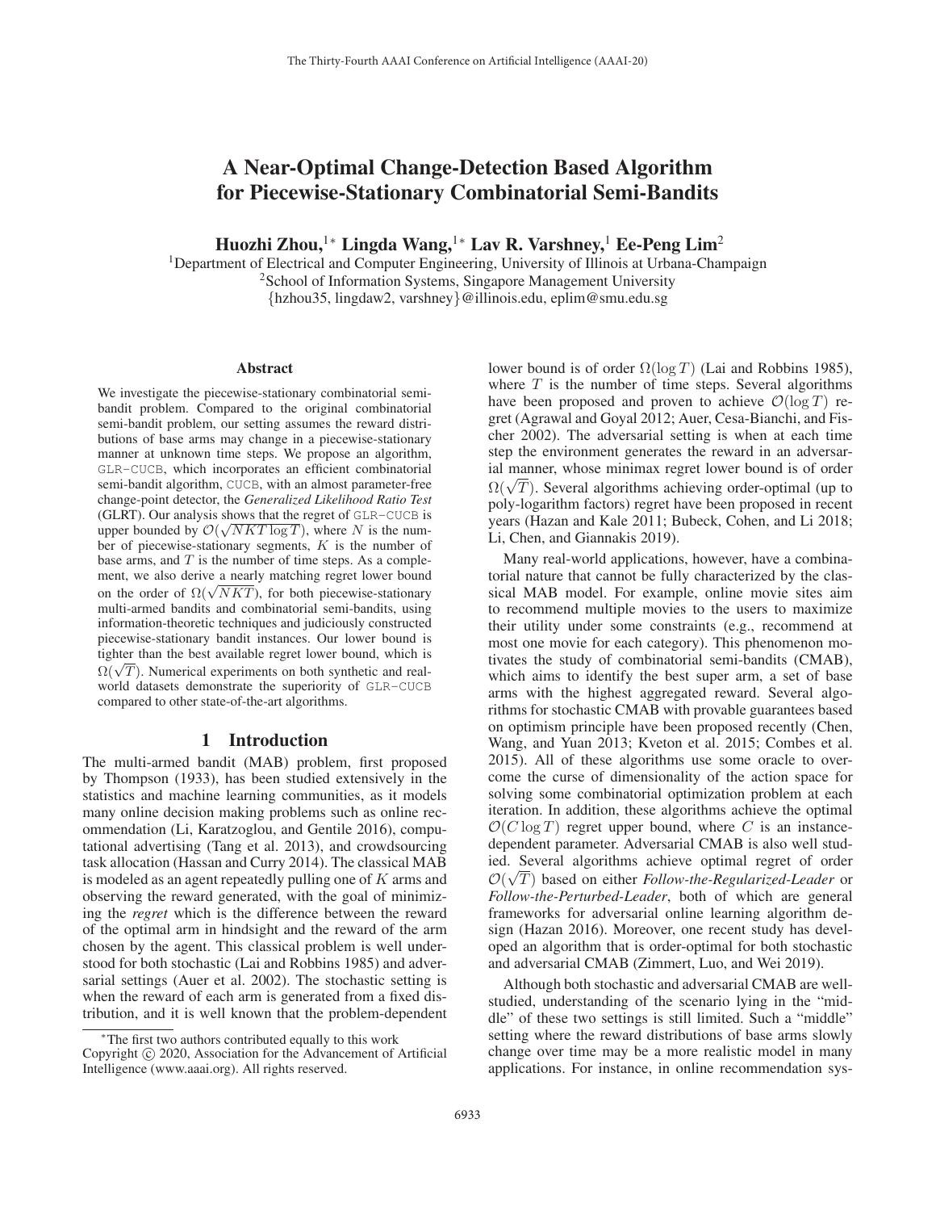# A Near-Optimal Change-Detection Based Algorithm for Piecewise-Stationary Combinatorial Semi-Bandits

**Huozhi Zhou,[1*] Lingda Wang,[1*] Lav R. Varshney,[1] Ee-Peng Lim[2]**

[1]Department of Electrical and Computer Engineering, University of Illinois at Urbana-Champaign
[2]School of Information Systems, Singapore Management University
{hzhou35, lingdaw2, varshney}@illinois.edu, eplim@smu.edu.sg

## Abstract

We investigate the piecewise-stationary combinatorial semi-bandit problem. Compared to the original combinatorial semi-bandit problem, our setting assumes the reward distributions of base arms may change in a piecewise-stationary manner at unknown time steps. We propose an algorithm, GLR-CUCB, which incorporates an efficient combinatorial semi-bandit algorithm, CUCB, with an almost parameter-free change-point detector, the *Generalized Likelihood Ratio Test* (GLRT). Our analysis shows that the regret of GLR-CUCB is upper bounded by $\mathcal{O}(\sqrt{NKT\log T})$, where $N$ is the number of piecewise-stationary segments, $K$ is the number of base arms, and $T$ is the number of time steps. As a complement, we also derive a nearly matching regret lower bound on the order of $\Omega(\sqrt{NKT})$, for both piecewise-stationary multi-armed bandits and combinatorial semi-bandits, using information-theoretic techniques and judiciously constructed piecewise-stationary bandit instances. Our lower bound is tighter than the best available regret lower bound, which is $\Omega(\sqrt{T})$. Numerical experiments on both synthetic and real-world datasets demonstrate the superiority of GLR-CUCB compared to other state-of-the-art algorithms.

## 1 Introduction

The multi-armed bandit (MAB) problem, first proposed by Thompson (1933), has been studied extensively in the statistics and machine learning communities, as it models many online decision making problems such as online recommendation (Li, Karatzoglou, and Gentile 2016), computational advertising (Tang et al. 2013), and crowdsourcing task allocation (Hassan and Curry 2014). The classical MAB is modeled as an agent repeatedly pulling one of $K$ arms and observing the reward generated, with the goal of minimizing the *regret* which is the difference between the reward of the optimal arm in hindsight and the reward of the arm chosen by the agent. This classical problem is well understood for both stochastic (Lai and Robbins 1985) and adversarial settings (Auer et al. 2002). The stochastic setting is when the reward of each arm is generated from a fixed distribution, and it is well known that the problem-dependent lower bound is of order $\Omega(\log T)$ (Lai and Robbins 1985), where $T$ is the number of time steps. Several algorithms have been proposed and proven to achieve $\mathcal{O}(\log T)$ regret (Agrawal and Goyal 2012; Auer, Cesa-Bianchi, and Fischer 2002). The adversarial setting is when at each time step the environment generates the reward in an adversarial manner, whose minimax regret lower bound is of order $\Omega(\sqrt{T})$. Several algorithms achieving order-optimal (up to poly-logarithm factors) regret have been proposed in recent years (Hazan and Kale 2011; Bubeck, Cohen, and Li 2018; Li, Chen, and Giannakis 2019).

Many real-world applications, however, have a combinatorial nature that cannot be fully characterized by the classical MAB model. For example, online movie sites aim to recommend multiple movies to the users to maximize their utility under some constraints (e.g., recommend at most one movie for each category). This phenomenon motivates the study of combinatorial semi-bandits (CMAB), which aims to identify the best super arm, a set of base arms with the highest aggregated reward. Several algorithms for stochastic CMAB with provable guarantees based on optimism principle have been proposed recently (Chen, Wang, and Yuan 2013; Kveton et al. 2015; Combes et al. 2015). All of these algorithms use some oracle to overcome the curse of dimensionality of the action space for solving some combinatorial optimization problem at each iteration. In addition, these algorithms achieve the optimal $\mathcal{O}(C\log T)$ regret upper bound, where $C$ is an instance-dependent parameter. Adversarial CMAB is also well studied. Several algorithms achieve optimal regret of order $\mathcal{O}(\sqrt{T})$ based on either *Follow-the-Regularized-Leader* or *Follow-the-Perturbed-Leader*, both of which are general frameworks for adversarial online learning algorithm design (Hazan 2016). Moreover, one recent study has developed an algorithm that is order-optimal for both stochastic and adversarial CMAB (Zimmert, Luo, and Wei 2019).

Although both stochastic and adversarial CMAB are well-studied, understanding of the scenario lying in the "middle" of these two settings is still limited. Such a "middle" setting where the reward distributions of base arms slowly change over time may be a more realistic model in many applications. For instance, in online recommendation sys-

*The first two authors contributed equally to this work
Copyright © 2020, Association for the Advancement of Artificial Intelligence (www.aaai.org). All rights reserved.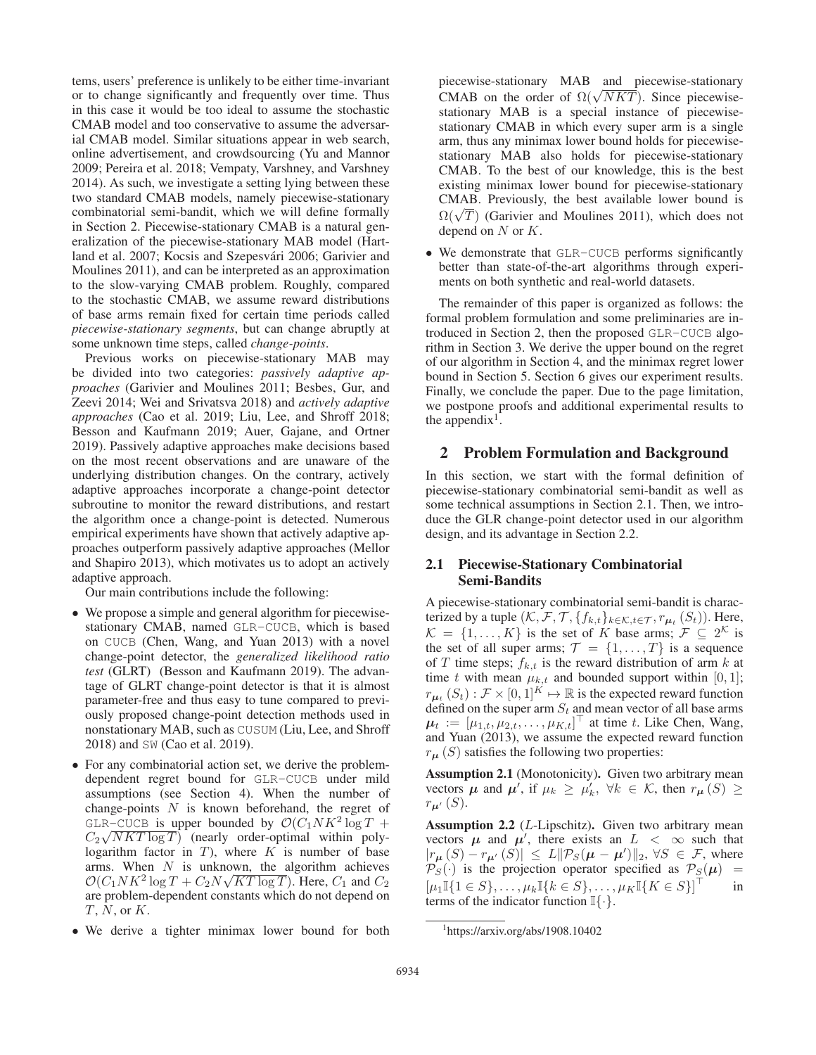tems, users' preference is unlikely to be either time-invariant or to change significantly and frequently over time. Thus in this case it would be too ideal to assume the stochastic CMAB model and too conservative to assume the adversarial CMAB model. Similar situations appear in web search, online advertisement, and crowdsourcing (Yu and Mannor 2009; Pereira et al. 2018; Vempaty, Varshney, and Varshney 2014). As such, we investigate a setting lying between these two standard CMAB models, namely piecewise-stationary combinatorial semi-bandit, which we will define formally in Section 2. Piecewise-stationary CMAB is a natural generalization of the piecewise-stationary MAB model (Hartland et al. 2007; Kocsis and Szepesvári 2006; Garivier and Moulines 2011), and can be interpreted as an approximation to the slow-varying CMAB problem. Roughly, compared to the stochastic CMAB, we assume reward distributions of base arms remain fixed for certain time periods called *piecewise-stationary segments*, but can change abruptly at some unknown time steps, called *change-points*.

Previous works on piecewise-stationary MAB may be divided into two categories: *passively adaptive approaches* (Garivier and Moulines 2011; Besbes, Gur, and Zeevi 2014; Wei and Srivatsva 2018) and *actively adaptive approaches* (Cao et al. 2019; Liu, Lee, and Shroff 2018; Besson and Kaufmann 2019; Auer, Gajane, and Ortner 2019). Passively adaptive approaches make decisions based on the most recent observations and are unaware of the underlying distribution changes. On the contrary, actively adaptive approaches incorporate a change-point detector subroutine to monitor the reward distributions, and restart the algorithm once a change-point is detected. Numerous empirical experiments have shown that actively adaptive approaches outperform passively adaptive approaches (Mellor and Shapiro 2013), which motivates us to adopt an actively adaptive approach.

Our main contributions include the following:

- We propose a simple and general algorithm for piecewise-stationary CMAB, named GLR-CUCB, which is based on CUCB (Chen, Wang, and Yuan 2013) with a novel change-point detector, the *generalized likelihood ratio test* (GLRT) (Besson and Kaufmann 2019). The advantage of GLRT change-point detector is that it is almost parameter-free and thus easy to tune compared to previously proposed change-point detection methods used in nonstationary MAB, such as CUSUM (Liu, Lee, and Shroff 2018) and SW (Cao et al. 2019).
- For any combinatorial action set, we derive the problem-dependent regret bound for GLR-CUCB under mild assumptions (see Section 4). When the number of change-points $N$ is known beforehand, the regret of GLR-CUCB is upper bounded by $\mathcal{O}(C_1 NK^2 \log T + C_2\sqrt{NKT \log T})$ (nearly order-optimal within polylogarithm factor in $T$), where $K$ is number of base arms. When $N$ is unknown, the algorithm achieves $\mathcal{O}(C_1 NK^2 \log T + C_2 N\sqrt{KT \log T})$. Here, $C_1$ and $C_2$ are problem-dependent constants which do not depend on $T$, $N$, or $K$.
- We derive a tighter minimax lower bound for both piecewise-stationary MAB and piecewise-stationary CMAB on the order of $\Omega(\sqrt{NKT})$. Since piecewise-stationary MAB is a special instance of piecewise-stationary CMAB in which every super arm is a single arm, thus any minimax lower bound holds for piecewise-stationary MAB also holds for piecewise-stationary CMAB. To the best of our knowledge, this is the best existing minimax lower bound for piecewise-stationary CMAB. Previously, the best available lower bound is $\Omega(\sqrt{T})$ (Garivier and Moulines 2011), which does not depend on $N$ or $K$.
- We demonstrate that GLR-CUCB performs significantly better than state-of-the-art algorithms through experiments on both synthetic and real-world datasets.

The remainder of this paper is organized as follows: the formal problem formulation and some preliminaries are introduced in Section 2, then the proposed GLR-CUCB algorithm in Section 3. We derive the upper bound on the regret of our algorithm in Section 4, and the minimax regret lower bound in Section 5. Section 6 gives our experiment results. Finally, we conclude the paper. Due to the page limitation, we postpone proofs and additional experimental results to the appendix[1].

## 2 Problem Formulation and Background

In this section, we start with the formal definition of piecewise-stationary combinatorial semi-bandit as well as some technical assumptions in Section 2.1. Then, we introduce the GLR change-point detector used in our algorithm design, and its advantage in Section 2.2.

### 2.1 Piecewise-Stationary Combinatorial Semi-Bandits

A piecewise-stationary combinatorial semi-bandit is characterized by a tuple $(\mathcal{K}, \mathcal{F}, \mathcal{T}, \{f_{k,t}\}_{k\in\mathcal{K}, t\in\mathcal{T}}, r_{\boldsymbol{\mu}_t}(S_t))$. Here, $\mathcal{K} = \{1, \ldots, K\}$ is the set of $K$ base arms; $\mathcal{F} \subseteq 2^{\mathcal{K}}$ is the set of all super arms; $\mathcal{T} = \{1, \ldots, T\}$ is a sequence of $T$ time steps; $f_{k,t}$ is the reward distribution of arm $k$ at time $t$ with mean $\mu_{k,t}$ and bounded support within $[0,1]$; $r_{\boldsymbol{\mu}_t}(S_t) : \mathcal{F} \times [0,1]^K \mapsto \mathbb{R}$ is the expected reward function defined on the super arm $S_t$ and mean vector of all base arms $\boldsymbol{\mu}_t := [\mu_{1,t}, \mu_{2,t}, \ldots, \mu_{K,t}]^\top$ at time $t$. Like Chen, Wang, and Yuan (2013), we assume the expected reward function $r_{\boldsymbol{\mu}}(S)$ satisfies the following two properties:

**Assumption 2.1** (Monotonicity)**.** Given two arbitrary mean vectors $\boldsymbol{\mu}$ and $\boldsymbol{\mu}'$, if $\mu_k \geq \mu'_k$, $\forall k \in \mathcal{K}$, then $r_{\boldsymbol{\mu}}(S) \geq r_{\boldsymbol{\mu}'}(S)$.

**Assumption 2.2** ($L$-Lipschitz)**.** Given two arbitrary mean vectors $\boldsymbol{\mu}$ and $\boldsymbol{\mu}'$, there exists an $L < \infty$ such that $|r_{\boldsymbol{\mu}}(S) - r_{\boldsymbol{\mu}'}(S)| \leq L\|\mathcal{P}_S(\boldsymbol{\mu} - \boldsymbol{\mu}')\|_2$, $\forall S \in \mathcal{F}$, where $\mathcal{P}_S(\cdot)$ is the projection operator specified as $\mathcal{P}_S(\boldsymbol{\mu}) = [\mu_1\mathbb{I}\{1 \in S\}, \ldots, \mu_k\mathbb{I}\{k \in S\}, \ldots, \mu_K\mathbb{I}\{K \in S\}]^\top$ in terms of the indicator function $\mathbb{I}\{\cdot\}$.

[1] https://arxiv.org/abs/1908.10402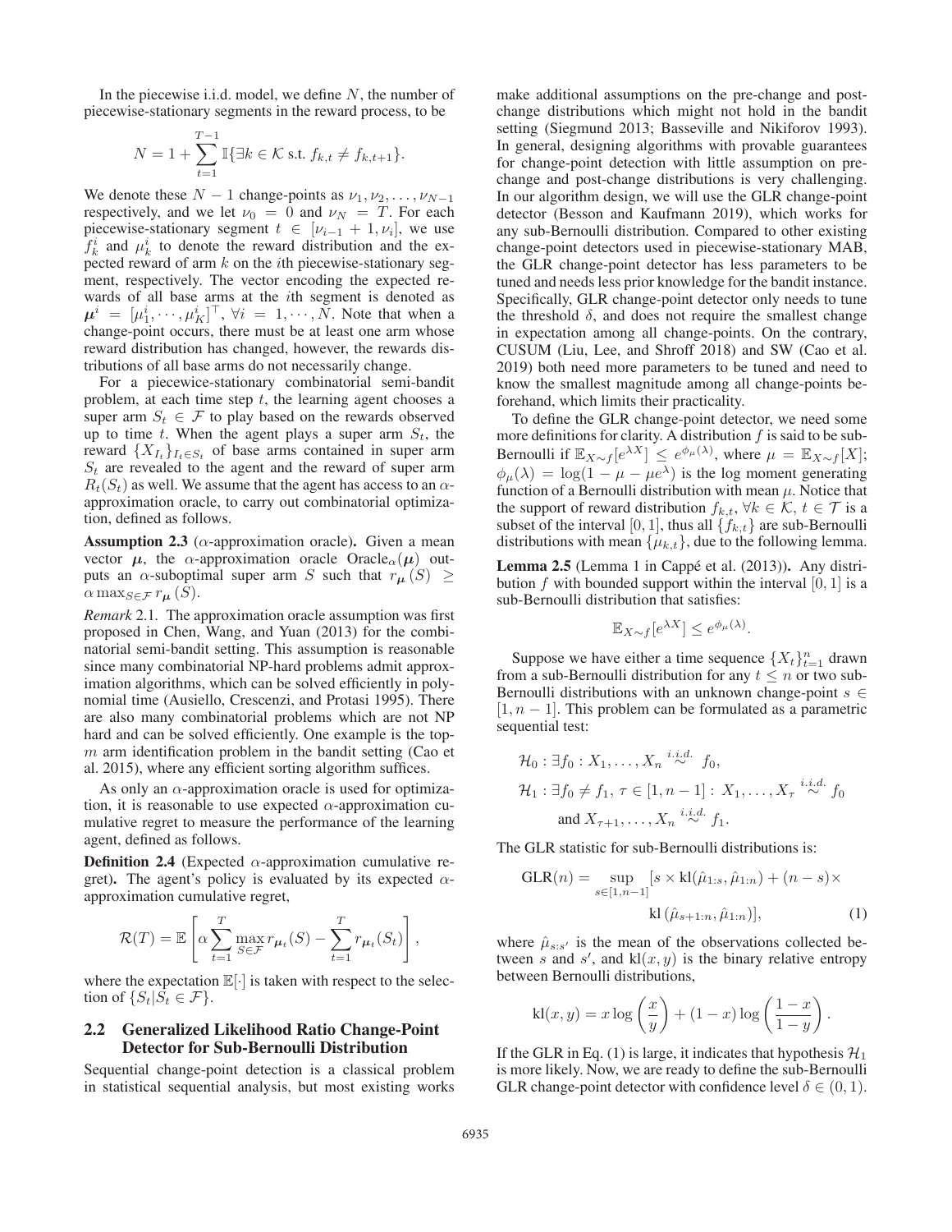In the piecewise i.i.d. model, we define $N$, the number of piecewise-stationary segments in the reward process, to be

$$N = 1 + \sum_{t=1}^{T-1} \mathbb{I}\{\exists k \in \mathcal{K} \text{ s.t. } f_{k,t} \neq f_{k,t+1}\}.$$

We denote these $N-1$ change-points as $\nu_1, \nu_2, \ldots, \nu_{N-1}$ respectively, and we let $\nu_0 = 0$ and $\nu_N = T$. For each piecewise-stationary segment $t \in [\nu_{i-1}+1, \nu_i]$, we use $f_k^i$ and $\mu_k^i$ to denote the reward distribution and the expected reward of arm $k$ on the $i$th piecewise-stationary segment, respectively. The vector encoding the expected rewards of all base arms at the $i$th segment is denoted as $\boldsymbol{\mu}^i = [\mu_1^i, \cdots, \mu_K^i]^\top$, $\forall i = 1, \cdots, N$. Note that when a change-point occurs, there must be at least one arm whose reward distribution has changed, however, the rewards distributions of all base arms do not necessarily change.

For a piecewice-stationary combinatorial semi-bandit problem, at each time step $t$, the learning agent chooses a super arm $S_t \in \mathcal{F}$ to play based on the rewards observed up to time $t$. When the agent plays a super arm $S_t$, the reward $\{X_{I_t}\}_{I_t \in S_t}$ of base arms contained in super arm $S_t$ are revealed to the agent and the reward of super arm $R_t(S_t)$ as well. We assume that the agent has access to an $\alpha$-approximation oracle, to carry out combinatorial optimization, defined as follows.

**Assumption 2.3** ($\alpha$-approximation oracle)**.** Given a mean vector $\boldsymbol{\mu}$, the $\alpha$-approximation oracle $\text{Oracle}_\alpha(\boldsymbol{\mu})$ outputs an $\alpha$-suboptimal super arm $S$ such that $r_{\boldsymbol{\mu}}(S) \geq \alpha \max_{S \in \mathcal{F}} r_{\boldsymbol{\mu}}(S)$.

*Remark* 2.1. The approximation oracle assumption was first proposed in Chen, Wang, and Yuan (2013) for the combinatorial semi-bandit setting. This assumption is reasonable since many combinatorial NP-hard problems admit approximation algorithms, which can be solved efficiently in polynomial time (Ausiello, Crescenzi, and Protasi 1995). There are also many combinatorial problems which are not NP hard and can be solved efficiently. One example is the top-$m$ arm identification problem in the bandit setting (Cao et al. 2015), where any efficient sorting algorithm suffices.

As only an $\alpha$-approximation oracle is used for optimization, it is reasonable to use expected $\alpha$-approximation cumulative regret to measure the performance of the learning agent, defined as follows.

**Definition 2.4** (Expected $\alpha$-approximation cumulative regret)**.** The agent's policy is evaluated by its expected $\alpha$-approximation cumulative regret,

$$\mathcal{R}(T) = \mathbb{E}\left[\alpha \sum_{t=1}^{T} \max_{S \in \mathcal{F}} r_{\boldsymbol{\mu}_t}(S) - \sum_{t=1}^{T} r_{\boldsymbol{\mu}_t}(S_t)\right],$$

where the expectation $\mathbb{E}[\cdot]$ is taken with respect to the selection of $\{S_t | S_t \in \mathcal{F}\}$.

## 2.2 Generalized Likelihood Ratio Change-Point Detector for Sub-Bernoulli Distribution

Sequential change-point detection is a classical problem in statistical sequential analysis, but most existing works make additional assumptions on the pre-change and post-change distributions which might not hold in the bandit setting (Siegmund 2013; Basseville and Nikiforov 1993). In general, designing algorithms with provable guarantees for change-point detection with little assumption on pre-change and post-change distributions is very challenging. In our algorithm design, we will use the GLR change-point detector (Besson and Kaufmann 2019), which works for any sub-Bernoulli distribution. Compared to other existing change-point detectors used in piecewise-stationary MAB, the GLR change-point detector has less parameters to be tuned and needs less prior knowledge for the bandit instance. Specifically, GLR change-point detector only needs to tune the threshold $\delta$, and does not require the smallest change in expectation among all change-points. On the contrary, CUSUM (Liu, Lee, and Shroff 2018) and SW (Cao et al. 2019) both need more parameters to be tuned and need to know the smallest magnitude among all change-points beforehand, which limits their practicality.

To define the GLR change-point detector, we need some more definitions for clarity. A distribution $f$ is said to be sub-Bernoulli if $\mathbb{E}_{X \sim f}[e^{\lambda X}] \leq e^{\phi_\mu(\lambda)}$, where $\mu = \mathbb{E}_{X \sim f}[X]$; $\phi_\mu(\lambda) = \log(1 - \mu - \mu e^\lambda)$ is the log moment generating function of a Bernoulli distribution with mean $\mu$. Notice that the support of reward distribution $f_{k,t}, \forall k \in \mathcal{K}, t \in \mathcal{T}$ is a subset of the interval $[0,1]$, thus all $\{f_{k,t}\}$ are sub-Bernoulli distributions with mean $\{\mu_{k,t}\}$, due to the following lemma.

**Lemma 2.5** (Lemma 1 in Cappé et al. (2013))**.** Any distribution $f$ with bounded support within the interval $[0,1]$ is a sub-Bernoulli distribution that satisfies:

$$\mathbb{E}_{X \sim f}[e^{\lambda X}] \leq e^{\phi_\mu(\lambda)}.$$

Suppose we have either a time sequence $\{X_t\}_{t=1}^n$ drawn from a sub-Bernoulli distribution for any $t \leq n$ or two sub-Bernoulli distributions with an unknown change-point $s \in [1, n-1]$. This problem can be formulated as a parametric sequential test:

$$\begin{aligned}
&\mathcal{H}_0 : \exists f_0 : X_1, \ldots, X_n \overset{i.i.d.}{\sim} f_0, \\
&\mathcal{H}_1 : \exists f_0 \neq f_1, \tau \in [1, n-1] : X_1, \ldots, X_\tau \overset{i.i.d.}{\sim} f_0 \\
&\qquad \text{and } X_{\tau+1}, \ldots, X_n \overset{i.i.d.}{\sim} f_1.
\end{aligned}$$

The GLR statistic for sub-Bernoulli distributions is:

$$\text{GLR}(n) = \sup_{s \in [1, n-1]} [s \times \text{kl}(\hat{\mu}_{1:s}, \hat{\mu}_{1:n}) + (n-s) \times \text{kl}(\hat{\mu}_{s+1:n}, \hat{\mu}_{1:n})], \tag{1}$$

where $\hat{\mu}_{s:s'}$ is the mean of the observations collected between $s$ and $s'$, and $\text{kl}(x, y)$ is the binary relative entropy between Bernoulli distributions,

$$\text{kl}(x, y) = x \log\left(\frac{x}{y}\right) + (1-x) \log\left(\frac{1-x}{1-y}\right).$$

If the GLR in Eq. (1) is large, it indicates that hypothesis $\mathcal{H}_1$ is more likely. Now, we are ready to define the sub-Bernoulli GLR change-point detector with confidence level $\delta \in (0, 1)$.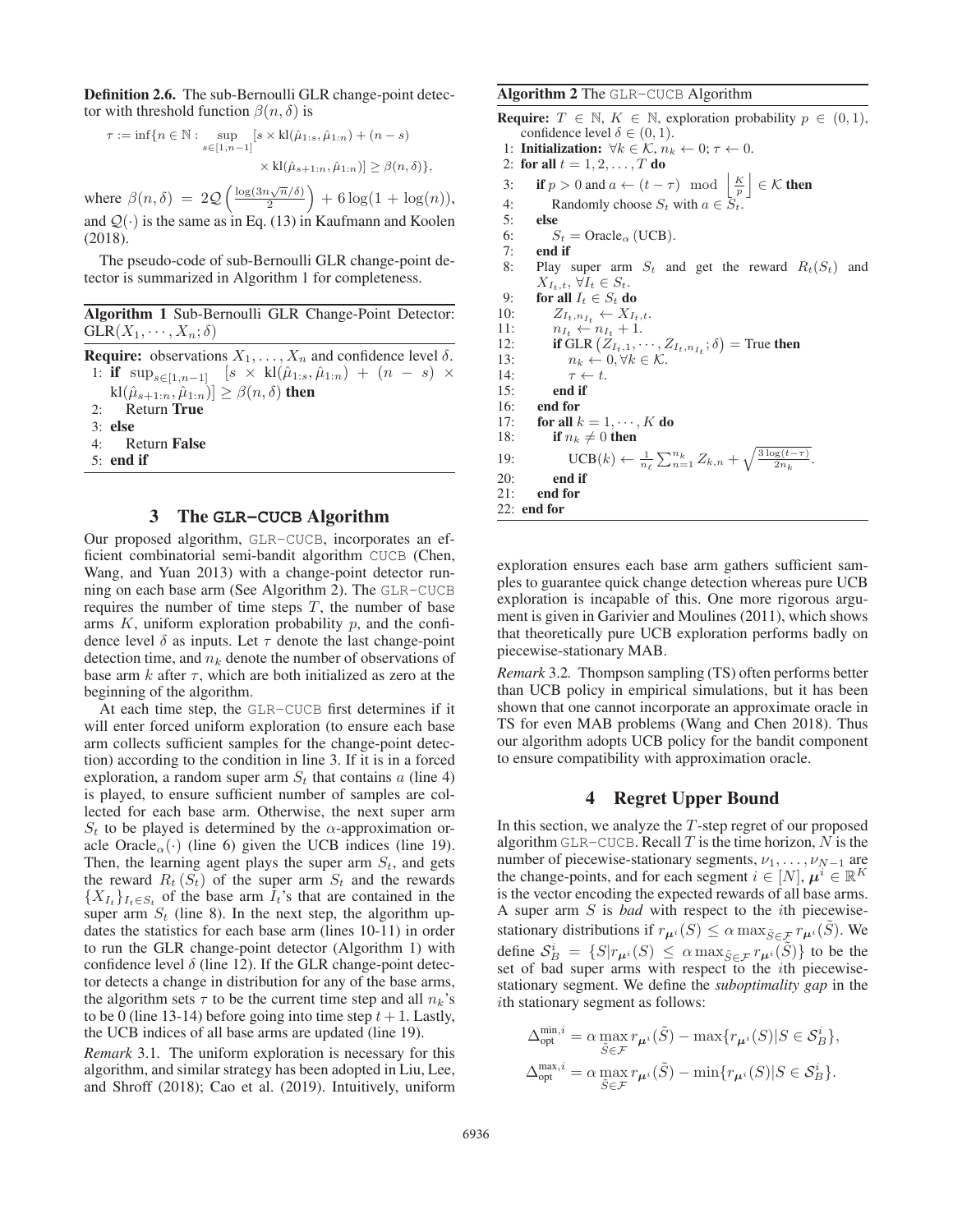**Definition 2.6.** The sub-Bernoulli GLR change-point detector with threshold function $\beta(n,\delta)$ is

$$\tau := \inf\{n \in \mathbb{N} : \sup_{s\in[1,n-1]} [s \times \mathrm{kl}(\hat{\mu}_{1:s}, \hat{\mu}_{1:n}) + (n-s) \times \mathrm{kl}(\hat{\mu}_{s+1:n}, \hat{\mu}_{1:n})] \geq \beta(n,\delta)\},$$

where $\beta(n,\delta) = 2\mathcal{Q}\left(\frac{\log(3n\sqrt{n}/\delta)}{2}\right) + 6\log(1+\log(n))$, and $\mathcal{Q}(\cdot)$ is the same as in Eq. (13) in Kaufmann and Koolen (2018).

The pseudo-code of sub-Bernoulli GLR change-point detector is summarized in Algorithm 1 for completeness.

**Algorithm 1** Sub-Bernoulli GLR Change-Point Detector: $\mathrm{GLR}(X_1,\cdots,X_n;\delta)$

```
Require: observations X_1, ..., X_n and confidence level δ.
1: if sup_{s∈[1,n−1]} [s × kl(μ̂_{1:s}, μ̂_{1:n}) + (n − s) ×
   kl(μ̂_{s+1:n}, μ̂_{1:n})] ≥ β(n, δ) then
2:    Return True
3: else
4:    Return False
5: end if
```

## 3 The GLR-CUCB Algorithm

Our proposed algorithm, GLR-CUCB, incorporates an efficient combinatorial semi-bandit algorithm CUCB (Chen, Wang, and Yuan 2013) with a change-point detector running on each base arm (See Algorithm 2). The GLR-CUCB requires the number of time steps $T$, the number of base arms $K$, uniform exploration probability $p$, and the confidence level $\delta$ as inputs. Let $\tau$ denote the last change-point detection time, and $n_k$ denote the number of observations of base arm $k$ after $\tau$, which are both initialized as zero at the beginning of the algorithm.

At each time step, the GLR-CUCB first determines if it will enter forced uniform exploration (to ensure each base arm collects sufficient samples for the change-point detection) according to the condition in line 3. If it is in a forced exploration, a random super arm $S_t$ that contains $a$ (line 4) is played, to ensure sufficient number of samples are collected for each base arm. Otherwise, the next super arm $S_t$ to be played is determined by the $\alpha$-approximation oracle $\mathrm{Oracle}_\alpha(\cdot)$ (line 6) given the UCB indices (line 19). Then, the learning agent plays the super arm $S_t$, and gets the reward $R_t(S_t)$ of the super arm $S_t$ and the rewards $\{X_{I_t}\}_{I_t\in S_t}$ of the base arm $I_t$'s that are contained in the super arm $S_t$ (line 8). In the next step, the algorithm updates the statistics for each base arm (lines 10-11) in order to run the GLR change-point detector (Algorithm 1) with confidence level $\delta$ (line 12). If the GLR change-point detector detects a change in distribution for any of the base arms, the algorithm sets $\tau$ to be the current time step and all $n_k$'s to be 0 (line 13-14) before going into time step $t+1$. Lastly, the UCB indices of all base arms are updated (line 19).

*Remark* 3.1. The uniform exploration is necessary for this algorithm, and similar strategy has been adopted in Liu, Lee, and Shroff (2018); Cao et al. (2019). Intuitively, uniform exploration ensures each base arm gathers sufficient samples to guarantee quick change detection whereas pure UCB exploration is incapable of this. One more rigorous argument is given in Garivier and Moulines (2011), which shows that theoretically pure UCB exploration performs badly on piecewise-stationary MAB.

*Remark* 3.2. Thompson sampling (TS) often performs better than UCB policy in empirical simulations, but it has been shown that one cannot incorporate an approximate oracle in TS for even MAB problems (Wang and Chen 2018). Thus our algorithm adopts UCB policy for the bandit component to ensure compatibility with approximation oracle.

**Algorithm 2** The GLR-CUCB Algorithm

```
Require: T ∈ ℕ, K ∈ ℕ, exploration probability p ∈ (0,1),
    confidence level δ ∈ (0,1).
1: Initialization: ∀k ∈ 𝒦, n_k ← 0; τ ← 0.
2: for all t = 1, 2, ..., T do
3:    if p > 0 and a ← (t − τ) mod ⌊K/p⌋ ∈ 𝒦 then
4:       Randomly choose S_t with a ∈ S_t.
5:    else
6:       S_t = Oracle_α(UCB).
7:    end if
8:    Play super arm S_t and get the reward R_t(S_t) and
      X_{I_t,t}, ∀I_t ∈ S_t.
9:    for all I_t ∈ S_t do
10:      Z_{I_t, n_{I_t}} ← X_{I_t,t}.
11:      n_{I_t} ← n_{I_t} + 1.
12:      if GLR(Z_{I_t,1}, ..., Z_{I_t,n_{I_t}}; δ) = True then
13:         n_k ← 0, ∀k ∈ 𝒦.
14:         τ ← t.
15:      end if
16:   end for
17:   for all k = 1, ..., K do
18:      if n_k ≠ 0 then
19:         UCB(k) ← (1/n_ℓ) Σ_{n=1}^{n_k} Z_{k,n} + sqrt(3 log(t − τ) / (2 n_k)).
20:      end if
21:   end for
22: end for
```

## 4 Regret Upper Bound

In this section, we analyze the $T$-step regret of our proposed algorithm GLR-CUCB. Recall $T$ is the time horizon, $N$ is the number of piecewise-stationary segments, $\nu_1,\ldots,\nu_{N-1}$ are the change-points, and for each segment $i\in[N]$, $\boldsymbol{\mu}^i\in\mathbb{R}^K$ is the vector encoding the expected rewards of all base arms. A super arm $S$ is *bad* with respect to the $i$th piecewise-stationary distributions if $r_{\boldsymbol{\mu}^i}(S) \leq \alpha \max_{\tilde{S}\in\mathcal{F}} r_{\boldsymbol{\mu}^i}(\tilde{S})$. We define $\mathcal{S}_B^i = \{S | r_{\boldsymbol{\mu}^i}(S) \leq \alpha \max_{\tilde{S}\in\mathcal{F}} r_{\boldsymbol{\mu}^i}(\tilde{S})\}$ to be the set of bad super arms with respect to the $i$th piecewise-stationary segment. We define the *suboptimality gap* in the $i$th stationary segment as follows:

$$\Delta_{\mathrm{opt}}^{\min,i} = \alpha \max_{\tilde{S}\in\mathcal{F}} r_{\boldsymbol{\mu}^i}(\tilde{S}) - \max\{r_{\boldsymbol{\mu}^i}(S) | S\in\mathcal{S}_B^i\},$$

$$\Delta_{\mathrm{opt}}^{\max,i} = \alpha \max_{\tilde{S}\in\mathcal{F}} r_{\boldsymbol{\mu}^i}(\tilde{S}) - \min\{r_{\boldsymbol{\mu}^i}(S) | S\in\mathcal{S}_B^i\}.$$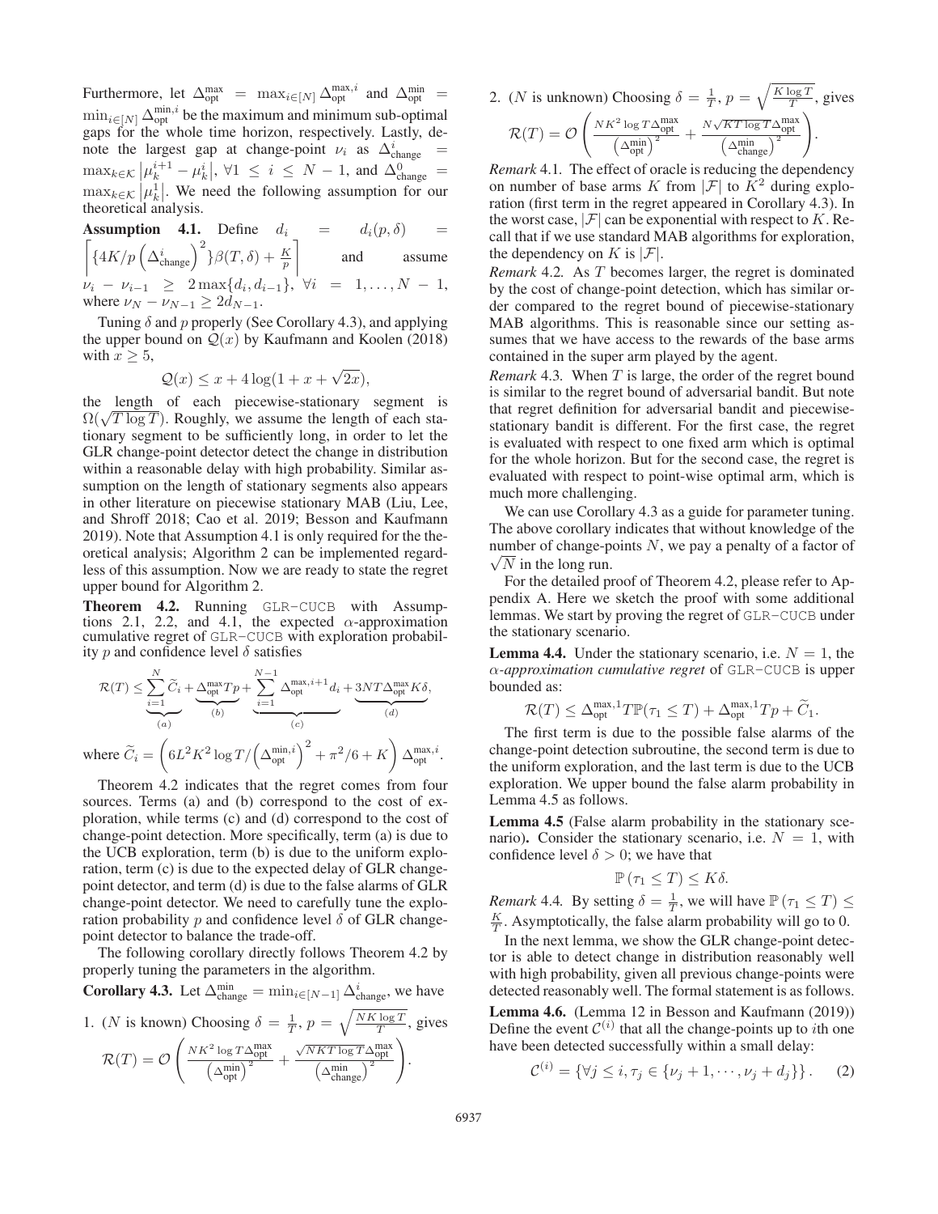Furthermore, let $\Delta_{\text{opt}}^{\max} = \max_{i\in[N]} \Delta_{\text{opt}}^{\max,i}$ and $\Delta_{\text{opt}}^{\min} = \min_{i\in[N]} \Delta_{\text{opt}}^{\min,i}$ be the maximum and minimum sub-optimal gaps for the whole time horizon, respectively. Lastly, denote the largest gap at change-point $\nu_i$ as $\Delta_{\text{change}}^{i} = \max_{k\in\mathcal{K}} \left|\mu_k^{i+1} - \mu_k^{i}\right|, \forall 1 \leq i \leq N-1$, and $\Delta_{\text{change}}^{0} = \max_{k\in\mathcal{K}} \left|\mu_k^{1}\right|$. We need the following assumption for our theoretical analysis.

**Assumption 4.1.** Define $d_i = d_i(p,\delta) = \left\lceil \{4K/p\left(\Delta_{\text{change}}^{i}\right)^2\}\beta(T,\delta) + \frac{K}{p} \right\rceil$ and assume $\nu_i - \nu_{i-1} \geq 2\max\{d_i, d_{i-1}\}, \forall i = 1,\ldots,N-1$, where $\nu_N - \nu_{N-1} \geq 2d_{N-1}$.

Tuning $\delta$ and $p$ properly (See Corollary 4.3), and applying the upper bound on $\mathcal{Q}(x)$ by Kaufmann and Koolen (2018) with $x \geq 5$,

$$\mathcal{Q}(x) \leq x + 4\log(1 + x + \sqrt{2x}),$$

the length of each piecewise-stationary segment is $\Omega(\sqrt{T\log T})$. Roughly, we assume the length of each stationary segment to be sufficiently long, in order to let the GLR change-point detector detect the change in distribution within a reasonable delay with high probability. Similar assumption on the length of stationary segments also appears in other literature on piecewise stationary MAB (Liu, Lee, and Shroff 2018; Cao et al. 2019; Besson and Kaufmann 2019). Note that Assumption 4.1 is only required for the theoretical analysis; Algorithm 2 can be implemented regardless of this assumption. Now we are ready to state the regret upper bound for Algorithm 2.

**Theorem 4.2.** Running GLR-CUCB with Assumptions 2.1, 2.2, and 4.1, the expected $\alpha$-approximation cumulative regret of GLR-CUCB with exploration probability $p$ and confidence level $\delta$ satisfies

$$\mathcal{R}(T) \leq \underbrace{\sum_{i=1}^{N} \widetilde{C}_i}_{(a)} + \underbrace{\Delta_{\text{opt}}^{\max} T p}_{(b)} + \underbrace{\sum_{i=1}^{N-1} \Delta_{\text{opt}}^{\max,i+1} d_i}_{(c)} + \underbrace{3NT\Delta_{\text{opt}}^{\max} K\delta}_{(d)},$$

where $\widetilde{C}_i = \left(6L^2K^2\log T/\left(\Delta_{\text{opt}}^{\min,i}\right)^2 + \pi^2/6 + K\right)\Delta_{\text{opt}}^{\max,i}$.

Theorem 4.2 indicates that the regret comes from four sources. Terms (a) and (b) correspond to the cost of exploration, while terms (c) and (d) correspond to the cost of change-point detection. More specifically, term (a) is due to the UCB exploration, term (b) is due to the uniform exploration, term (c) is due to the expected delay of GLR change-point detector, and term (d) is due to the false alarms of GLR change-point detector. We need to carefully tune the exploration probability $p$ and confidence level $\delta$ of GLR change-point detector to balance the trade-off.

The following corollary directly follows Theorem 4.2 by properly tuning the parameters in the algorithm.

**Corollary 4.3.** Let $\Delta_{\text{change}}^{\min} = \min_{i\in[N-1]} \Delta_{\text{change}}^{i}$, we have

1. ($N$ is known) Choosing $\delta = \frac{1}{T}$, $p = \sqrt{\frac{NK\log T}{T}}$, gives
$$\mathcal{R}(T) = \mathcal{O}\left(\frac{NK^2\log T\Delta_{\text{opt}}^{\max}}{\left(\Delta_{\text{opt}}^{\min}\right)^2} + \frac{\sqrt{NKT\log T}\Delta_{\text{opt}}^{\max}}{\left(\Delta_{\text{change}}^{\min}\right)^2}\right).$$

2. ($N$ is unknown) Choosing $\delta = \frac{1}{T}$, $p = \sqrt{\frac{K\log T}{T}}$, gives
$$\mathcal{R}(T) = \mathcal{O}\left(\frac{NK^2\log T\Delta_{\text{opt}}^{\max}}{\left(\Delta_{\text{opt}}^{\min}\right)^2} + \frac{N\sqrt{KT\log T}\Delta_{\text{opt}}^{\max}}{\left(\Delta_{\text{change}}^{\min}\right)^2}\right).$$

*Remark* 4.1. The effect of oracle is reducing the dependency on number of base arms $K$ from $|\mathcal{F}|$ to $K^2$ during exploration (first term in the regret appeared in Corollary 4.3). In the worst case, $|\mathcal{F}|$ can be exponential with respect to $K$. Recall that if we use standard MAB algorithms for exploration, the dependency on $K$ is $|\mathcal{F}|$.

*Remark* 4.2. As $T$ becomes larger, the regret is dominated by the cost of change-point detection, which has similar order compared to the regret bound of piecewise-stationary MAB algorithms. This is reasonable since our setting assumes that we have access to the rewards of the base arms contained in the super arm played by the agent.

*Remark* 4.3. When $T$ is large, the order of the regret bound is similar to the regret bound of adversarial bandit. But note that regret definition for adversarial bandit and piecewise-stationary bandit is different. For the first case, the regret is evaluated with respect to one fixed arm which is optimal for the whole horizon. But for the second case, the regret is evaluated with respect to point-wise optimal arm, which is much more challenging.

We can use Corollary 4.3 as a guide for parameter tuning. The above corollary indicates that without knowledge of the number of change-points $N$, we pay a penalty of a factor of $\sqrt{N}$ in the long run.

For the detailed proof of Theorem 4.2, please refer to Appendix A. Here we sketch the proof with some additional lemmas. We start by proving the regret of GLR-CUCB under the stationary scenario.

**Lemma 4.4.** Under the stationary scenario, i.e. $N = 1$, the *$\alpha$-approximation cumulative regret* of GLR-CUCB is upper bounded as:

$$\mathcal{R}(T) \leq \Delta_{\text{opt}}^{\max,1} T\mathbb{P}(\tau_1 \leq T) + \Delta_{\text{opt}}^{\max,1} Tp + \widetilde{C}_1.$$

The first term is due to the possible false alarms of the change-point detection subroutine, the second term is due to the uniform exploration, and the last term is due to the UCB exploration. We upper bound the false alarm probability in Lemma 4.5 as follows.

**Lemma 4.5** (False alarm probability in the stationary scenario)**.** Consider the stationary scenario, i.e. $N = 1$, with confidence level $\delta > 0$; we have that

$$\mathbb{P}(\tau_1 \leq T) \leq K\delta.$$

*Remark* 4.4. By setting $\delta = \frac{1}{T}$, we will have $\mathbb{P}(\tau_1 \leq T) \leq \frac{K}{T}$. Asymptotically, the false alarm probability will go to 0.

In the next lemma, we show the GLR change-point detector is able to detect change in distribution reasonably well with high probability, given all previous change-points were detected reasonably well. The formal statement is as follows.

**Lemma 4.6.** (Lemma 12 in Besson and Kaufmann (2019)) Define the event $\mathcal{C}^{(i)}$ that all the change-points up to $i$th one have been detected successfully within a small delay:

$$\mathcal{C}^{(i)} = \{\forall j \leq i, \tau_j \in \{\nu_j + 1, \cdots, \nu_j + d_j\}\}. \quad (2)$$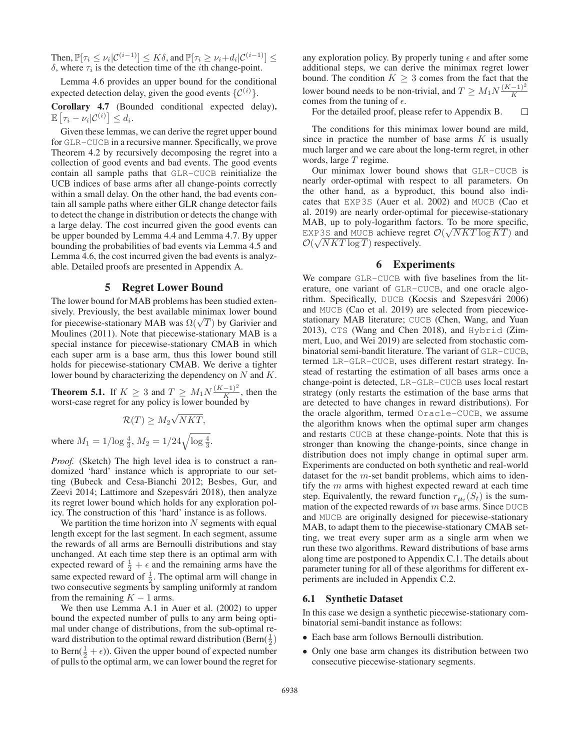Then, $\mathbb{P}[\tau_i \leq \nu_i | \mathcal{C}^{(i-1)}] \leq K\delta$, and $\mathbb{P}[\tau_i \geq \nu_i + d_i | \mathcal{C}^{(i-1)}] \leq \delta$, where $\tau_i$ is the detection time of the $i$th change-point.

Lemma 4.6 provides an upper bound for the conditional expected detection delay, given the good events $\{\mathcal{C}^{(i)}\}$.

**Corollary 4.7** (Bounded conditional expected delay)**.** $\mathbb{E}\left[\tau_i - \nu_i | \mathcal{C}^{(i)}\right] \leq d_i$.

Given these lemmas, we can derive the regret upper bound for GLR-CUCB in a recursive manner. Specifically, we prove Theorem 4.2 by recursively decomposing the regret into a collection of good events and bad events. The good events contain all sample paths that GLR-CUCB reinitialize the UCB indices of base arms after all change-points correctly within a small delay. On the other hand, the bad events contain all sample paths where either GLR change detector fails to detect the change in distribution or detects the change with a large delay. The cost incurred given the good events can be upper bounded by Lemma 4.4 and Lemma 4.7. By upper bounding the probabilities of bad events via Lemma 4.5 and Lemma 4.6, the cost incurred given the bad events is analyzable. Detailed proofs are presented in Appendix A.

## 5 Regret Lower Bound

The lower bound for MAB problems has been studied extensively. Previously, the best available minimax lower bound for piecewise-stationary MAB was $\Omega(\sqrt{T})$ by Garivier and Moulines (2011). Note that piecewise-stationary MAB is a special instance for piecewise-stationary CMAB in which each super arm is a base arm, thus this lower bound still holds for piecewise-stationary CMAB. We derive a tighter lower bound by characterizing the dependency on $N$ and $K$.

**Theorem 5.1.** If $K \geq 3$ and $T \geq M_1 N \frac{(K-1)^2}{K}$, then the worst-case regret for any policy is lower bounded by

$$\mathcal{R}(T) \geq M_2\sqrt{NKT},$$

where $M_1 = 1/\log\frac{4}{3}$, $M_2 = 1/24\sqrt{\log\frac{4}{3}}$.

*Proof.* (Sketch) The high level idea is to construct a randomized 'hard' instance which is appropriate to our setting (Bubeck and Cesa-Bianchi 2012; Besbes, Gur, and Zeevi 2014; Lattimore and Szepesvári 2018), then analyze its regret lower bound which holds for any exploration policy. The construction of this 'hard' instance is as follows.

We partition the time horizon into $N$ segments with equal length except for the last segment. In each segment, assume the rewards of all arms are Bernoulli distributions and stay unchanged. At each time step there is an optimal arm with expected reward of $\frac{1}{2} + \epsilon$ and the remaining arms have the same expected reward of $\frac{1}{2}$. The optimal arm will change in two consecutive segments by sampling uniformly at random from the remaining $K - 1$ arms.

We then use Lemma A.1 in Auer et al. (2002) to upper bound the expected number of pulls to any arm being optimal under change of distributions, from the sub-optimal reward distribution to the optimal reward distribution (Bern($\frac{1}{2}$) to Bern($\frac{1}{2}+\epsilon$)). Given the upper bound of expected number of pulls to the optimal arm, we can lower bound the regret for any exploration policy. By properly tuning $\epsilon$ and after some additional steps, we can derive the minimax regret lower bound. The condition $K \geq 3$ comes from the fact that the lower bound needs to be non-trivial, and $T \geq M_1 N \frac{(K-1)^2}{K}$ comes from the tuning of $\epsilon$.

For the detailed proof, please refer to Appendix B. □

The conditions for this minimax lower bound are mild, since in practice the number of base arms $K$ is usually much larger and we care about the long-term regret, in other words, large $T$ regime.

Our minimax lower bound shows that GLR-CUCB is nearly order-optimal with respect to all parameters. On the other hand, as a byproduct, this bound also indicates that EXP3S (Auer et al. 2002) and MUCB (Cao et al. 2019) are nearly order-optimal for piecewise-stationary MAB, up to poly-logarithm factors. To be more specific, EXP3S and MUCB achieve regret $\mathcal{O}(\sqrt{NKT\log KT})$ and $\mathcal{O}(\sqrt{NKT\log T})$ respectively.

## 6 Experiments

We compare GLR-CUCB with five baselines from the literature, one variant of GLR-CUCB, and one oracle algorithm. Specifically, DUCB (Kocsis and Szepesvári 2006) and MUCB (Cao et al. 2019) are selected from piecewise-stationary MAB literature; CUCB (Chen, Wang, and Yuan 2013), CTS (Wang and Chen 2018), and Hybrid (Zimmert, Luo, and Wei 2019) are selected from stochastic combinatorial semi-bandit literature. The variant of GLR-CUCB, termed LR-GLR-CUCB, uses different restart strategy. Instead of restarting the estimation of all bases arms once a change-point is detected, LR-GLR-CUCB uses local restart strategy (only restarts the estimation of the base arms that are detected to have changes in reward distributions). For the oracle algorithm, termed Oracle-CUCB, we assume the algorithm knows when the optimal super arm changes and restarts CUCB at these change-points. Note that this is stronger than knowing the change-points, since change in distribution does not imply change in optimal super arm. Experiments are conducted on both synthetic and real-world dataset for the $m$-set bandit problems, which aims to identify the $m$ arms with highest expected reward at each time step. Equivalently, the reward function $r_{\boldsymbol{\mu}_t}(S_t)$ is the summation of the expected rewards of $m$ base arms. Since DUCB and MUCB are originally designed for piecewise-stationary MAB, to adapt them to the piecewise-stationary CMAB setting, we treat every super arm as a single arm when we run these two algorithms. Reward distributions of base arms along time are postponed to Appendix C.1. The details about parameter tuning for all of these algorithms for different experiments are included in Appendix C.2.

### 6.1 Synthetic Dataset

In this case we design a synthetic piecewise-stationary combinatorial semi-bandit instance as follows:

- Each base arm follows Bernoulli distribution.
- Only one base arm changes its distribution between two consecutive piecewise-stationary segments.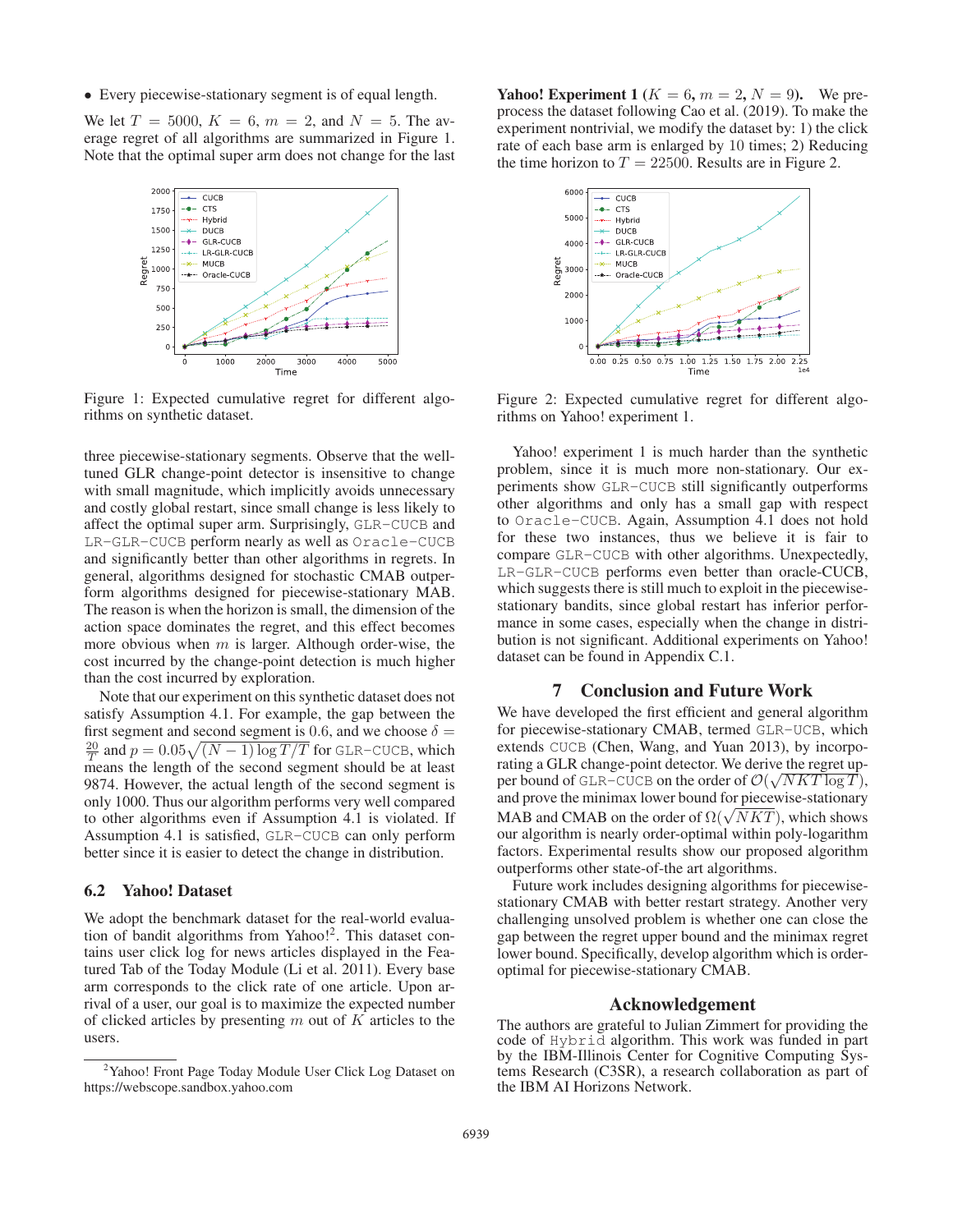- Every piecewise-stationary segment is of equal length.

We let $T = 5000$, $K = 6$, $m = 2$, and $N = 5$. The average regret of all algorithms are summarized in Figure 1. Note that the optimal super arm does not change for the last three piecewise-stationary segments. Observe that the well-tuned GLR change-point detector is insensitive to change with small magnitude, which implicitly avoids unnecessary and costly global restart, since small change is less likely to affect the optimal super arm. Surprisingly, GLR-CUCB and LR-GLR-CUCB perform nearly as well as Oracle-CUCB and significantly better than other algorithms in regrets. In general, algorithms designed for stochastic CMAB outperform algorithms designed for piecewise-stationary MAB. The reason is when the horizon is small, the dimension of the action space dominates the regret, and this effect becomes more obvious when $m$ is larger. Although order-wise, the cost incurred by the change-point detection is much higher than the cost incurred by exploration.

Figure 1: Expected cumulative regret for different algorithms on synthetic dataset.

Note that our experiment on this synthetic dataset does not satisfy Assumption 4.1. For example, the gap between the first segment and second segment is 0.6, and we choose $\delta = \frac{20}{T}$ and $p = 0.05\sqrt{(N-1)\log T/T}$ for GLR-CUCB, which means the length of the second segment should be at least 9874. However, the actual length of the second segment is only 1000. Thus our algorithm performs very well compared to other algorithms even if Assumption 4.1 is violated. If Assumption 4.1 is satisfied, GLR-CUCB can only perform better since it is easier to detect the change in distribution.

### 6.2 Yahoo! Dataset

We adopt the benchmark dataset for the real-world evaluation of bandit algorithms from Yahoo![2]. This dataset contains user click log for news articles displayed in the Featured Tab of the Today Module (Li et al. 2011). Every base arm corresponds to the click rate of one article. Upon arrival of a user, our goal is to maximize the expected number of clicked articles by presenting $m$ out of $K$ articles to the users.

[2] Yahoo! Front Page Today Module User Click Log Dataset on https://webscope.sandbox.yahoo.com

**Yahoo! Experiment 1** ($K = 6$, $m = 2$, $N = 9$). We preprocess the dataset following Cao et al. (2019). To make the experiment nontrivial, we modify the dataset by: 1) the click rate of each base arm is enlarged by 10 times; 2) Reducing the time horizon to $T = 22500$. Results are in Figure 2.

Figure 2: Expected cumulative regret for different algorithms on Yahoo! experiment 1.

Yahoo! experiment 1 is much harder than the synthetic problem, since it is much more non-stationary. Our experiments show GLR-CUCB still significantly outperforms other algorithms and only has a small gap with respect to Oracle-CUCB. Again, Assumption 4.1 does not hold for these two instances, thus we believe it is fair to compare GLR-CUCB with other algorithms. Unexpectedly, LR-GLR-CUCB performs even better than oracle-CUCB, which suggests there is still much to exploit in the piecewise-stationary bandits, since global restart has inferior performance in some cases, especially when the change in distribution is not significant. Additional experiments on Yahoo! dataset can be found in Appendix C.1.

## 7 Conclusion and Future Work

We have developed the first efficient and general algorithm for piecewise-stationary CMAB, termed GLR-UCB, which extends CUCB (Chen, Wang, and Yuan 2013), by incorporating a GLR change-point detector. We derive the regret upper bound of GLR-CUCB on the order of $\mathcal{O}(\sqrt{NKT}\log T)$, and prove the minimax lower bound for piecewise-stationary MAB and CMAB on the order of $\Omega(\sqrt{NKT})$, which shows our algorithm is nearly order-optimal within poly-logarithm factors. Experimental results show our proposed algorithm outperforms other state-of-the art algorithms.

Future work includes designing algorithms for piecewise-stationary CMAB with better restart strategy. Another very challenging unsolved problem is whether one can close the gap between the regret upper bound and the minimax regret lower bound. Specifically, develop algorithm which is order-optimal for piecewise-stationary CMAB.

## Acknowledgement

The authors are grateful to Julian Zimmert for providing the code of Hybrid algorithm. This work was funded in part by the IBM-Illinois Center for Cognitive Computing Systems Research (C3SR), a research collaboration as part of the IBM AI Horizons Network.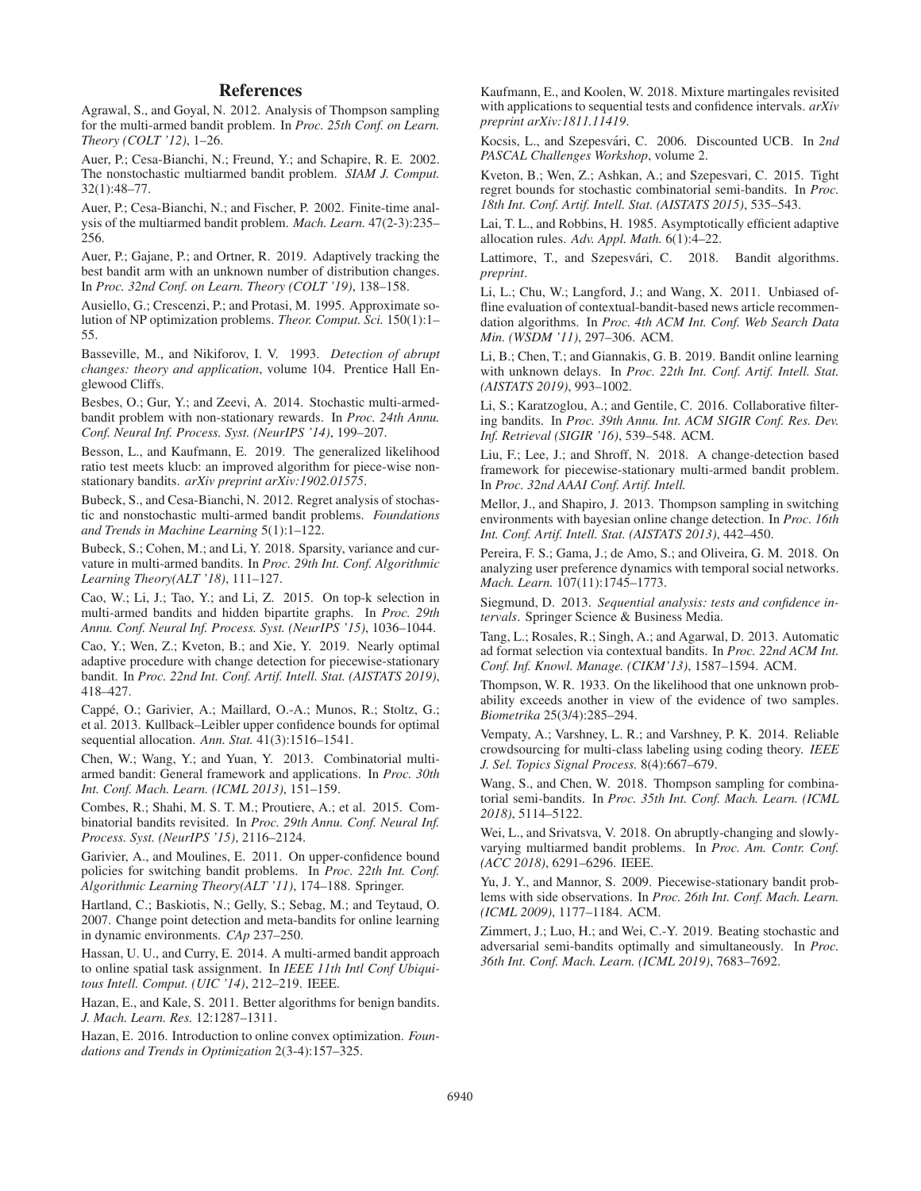# References

Agrawal, S., and Goyal, N. 2012. Analysis of Thompson sampling for the multi-armed bandit problem. In *Proc. 25th Conf. on Learn. Theory (COLT '12)*, 1–26.

Auer, P.; Cesa-Bianchi, N.; Freund, Y.; and Schapire, R. E. 2002. The nonstochastic multiarmed bandit problem. *SIAM J. Comput.* 32(1):48–77.

Auer, P.; Cesa-Bianchi, N.; and Fischer, P. 2002. Finite-time analysis of the multiarmed bandit problem. *Mach. Learn.* 47(2-3):235–256.

Auer, P.; Gajane, P.; and Ortner, R. 2019. Adaptively tracking the best bandit arm with an unknown number of distribution changes. In *Proc. 32nd Conf. on Learn. Theory (COLT '19)*, 138–158.

Ausiello, G.; Crescenzi, P.; and Protasi, M. 1995. Approximate solution of NP optimization problems. *Theor. Comput. Sci.* 150(1):1–55.

Basseville, M., and Nikiforov, I. V. 1993. *Detection of abrupt changes: theory and application*, volume 104. Prentice Hall Englewood Cliffs.

Besbes, O.; Gur, Y.; and Zeevi, A. 2014. Stochastic multi-armed-bandit problem with non-stationary rewards. In *Proc. 24th Annu. Conf. Neural Inf. Process. Syst. (NeurIPS '14)*, 199–207.

Besson, L., and Kaufmann, E. 2019. The generalized likelihood ratio test meets klucb: an improved algorithm for piece-wise non-stationary bandits. *arXiv preprint arXiv:1902.01575*.

Bubeck, S., and Cesa-Bianchi, N. 2012. Regret analysis of stochastic and nonstochastic multi-armed bandit problems. *Foundations and Trends in Machine Learning* 5(1):1–122.

Bubeck, S.; Cohen, M.; and Li, Y. 2018. Sparsity, variance and curvature in multi-armed bandits. In *Proc. 29th Int. Conf. Algorithmic Learning Theory(ALT '18)*, 111–127.

Cao, W.; Li, J.; Tao, Y.; and Li, Z. 2015. On top-k selection in multi-armed bandits and hidden bipartite graphs. In *Proc. 29th Annu. Conf. Neural Inf. Process. Syst. (NeurIPS '15)*, 1036–1044.

Cao, Y.; Wen, Z.; Kveton, B.; and Xie, Y. 2019. Nearly optimal adaptive procedure with change detection for piecewise-stationary bandit. In *Proc. 22nd Int. Conf. Artif. Intell. Stat. (AISTATS 2019)*, 418–427.

Cappé, O.; Garivier, A.; Maillard, O.-A.; Munos, R.; Stoltz, G.; et al. 2013. Kullback–Leibler upper confidence bounds for optimal sequential allocation. *Ann. Stat.* 41(3):1516–1541.

Chen, W.; Wang, Y.; and Yuan, Y. 2013. Combinatorial multi-armed bandit: General framework and applications. In *Proc. 30th Int. Conf. Mach. Learn. (ICML 2013)*, 151–159.

Combes, R.; Shahi, M. S. T. M.; Proutiere, A.; et al. 2015. Combinatorial bandits revisited. In *Proc. 29th Annu. Conf. Neural Inf. Process. Syst. (NeurIPS '15)*, 2116–2124.

Garivier, A., and Moulines, E. 2011. On upper-confidence bound policies for switching bandit problems. In *Proc. 22th Int. Conf. Algorithmic Learning Theory(ALT '11)*, 174–188. Springer.

Hartland, C.; Baskiotis, N.; Gelly, S.; Sebag, M.; and Teytaud, O. 2007. Change point detection and meta-bandits for online learning in dynamic environments. *CAp* 237–250.

Hassan, U. U., and Curry, E. 2014. A multi-armed bandit approach to online spatial task assignment. In *IEEE 11th Intl Conf Ubiquitous Intell. Comput. (UIC '14)*, 212–219. IEEE.

Hazan, E., and Kale, S. 2011. Better algorithms for benign bandits. *J. Mach. Learn. Res.* 12:1287–1311.

Hazan, E. 2016. Introduction to online convex optimization. *Foundations and Trends in Optimization* 2(3-4):157–325.

Kaufmann, E., and Koolen, W. 2018. Mixture martingales revisited with applications to sequential tests and confidence intervals. *arXiv preprint arXiv:1811.11419*.

Kocsis, L., and Szepesvári, C. 2006. Discounted UCB. In *2nd PASCAL Challenges Workshop*, volume 2.

Kveton, B.; Wen, Z.; Ashkan, A.; and Szepesvari, C. 2015. Tight regret bounds for stochastic combinatorial semi-bandits. In *Proc. 18th Int. Conf. Artif. Intell. Stat. (AISTATS 2015)*, 535–543.

Lai, T. L., and Robbins, H. 1985. Asymptotically efficient adaptive allocation rules. *Adv. Appl. Math.* 6(1):4–22.

Lattimore, T., and Szepesvári, C. 2018. Bandit algorithms. *preprint*.

Li, L.; Chu, W.; Langford, J.; and Wang, X. 2011. Unbiased offline evaluation of contextual-bandit-based news article recommendation algorithms. In *Proc. 4th ACM Int. Conf. Web Search Data Min. (WSDM '11)*, 297–306. ACM.

Li, B.; Chen, T.; and Giannakis, G. B. 2019. Bandit online learning with unknown delays. In *Proc. 22th Int. Conf. Artif. Intell. Stat. (AISTATS 2019)*, 993–1002.

Li, S.; Karatzoglou, A.; and Gentile, C. 2016. Collaborative filtering bandits. In *Proc. 39th Annu. Int. ACM SIGIR Conf. Res. Dev. Inf. Retrieval (SIGIR '16)*, 539–548. ACM.

Liu, F.; Lee, J.; and Shroff, N. 2018. A change-detection based framework for piecewise-stationary multi-armed bandit problem. In *Proc. 32nd AAAI Conf. Artif. Intell.*

Mellor, J., and Shapiro, J. 2013. Thompson sampling in switching environments with bayesian online change detection. In *Proc. 16th Int. Conf. Artif. Intell. Stat. (AISTATS 2013)*, 442–450.

Pereira, F. S.; Gama, J.; de Amo, S.; and Oliveira, G. M. 2018. On analyzing user preference dynamics with temporal social networks. *Mach. Learn.* 107(11):1745–1773.

Siegmund, D. 2013. *Sequential analysis: tests and confidence intervals*. Springer Science & Business Media.

Tang, L.; Rosales, R.; Singh, A.; and Agarwal, D. 2013. Automatic ad format selection via contextual bandits. In *Proc. 22nd ACM Int. Conf. Inf. Knowl. Manage. (CIKM'13)*, 1587–1594. ACM.

Thompson, W. R. 1933. On the likelihood that one unknown probability exceeds another in view of the evidence of two samples. *Biometrika* 25(3/4):285–294.

Vempaty, A.; Varshney, L. R.; and Varshney, P. K. 2014. Reliable crowdsourcing for multi-class labeling using coding theory. *IEEE J. Sel. Topics Signal Process.* 8(4):667–679.

Wang, S., and Chen, W. 2018. Thompson sampling for combinatorial semi-bandits. In *Proc. 35th Int. Conf. Mach. Learn. (ICML 2018)*, 5114–5122.

Wei, L., and Srivatsva, V. 2018. On abruptly-changing and slowly-varying multiarmed bandit problems. In *Proc. Am. Contr. Conf. (ACC 2018)*, 6291–6296. IEEE.

Yu, J. Y., and Mannor, S. 2009. Piecewise-stationary bandit problems with side observations. In *Proc. 26th Int. Conf. Mach. Learn. (ICML 2009)*, 1177–1184. ACM.

Zimmert, J.; Luo, H.; and Wei, C.-Y. 2019. Beating stochastic and adversarial semi-bandits optimally and simultaneously. In *Proc. 36th Int. Conf. Mach. Learn. (ICML 2019)*, 7683–7692.